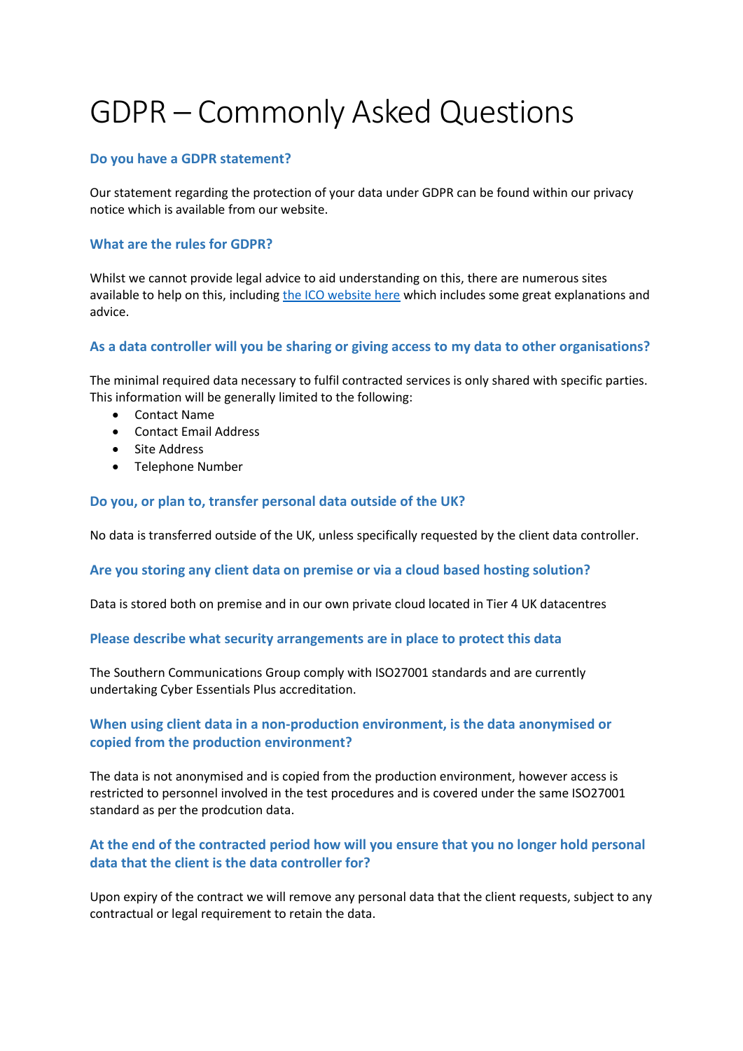# GDPR – Commonly Asked Questions

### Do you have a GDPR statement?

Our statement regarding the protection of your data under GDPR can be found within our privacy notice which is available from our website.

### What are the rules for GDPR?

Whilst we cannot provide legal advice to aid understanding on this, there are numerous sites available to help on this, including [the ICO website here] which includes some great explanations and advice.

### As a data controller will you be sharing or giving access to my data to other organisations?

The minimal required data necessary to fulfil contracted services is only shared with specific parties. This information will be generally limited to the following:

- Contact Name
- Contact Email Address
- Site Address
- Telephone Number

### Do you, or plan to, transfer personal data outside of the UK?

No data is transferred outside of the UK, unless specifically requested by the client data controller.

### Are you storing any client data on premise or via a cloud based hosting solution?

Data is stored both on premise and in our own private cloud located in Tier 4 UK datacentres

### Please describe what security arrangements are in place to protect this data

The Southern Communications Group comply with ISO27001 standards and are currently undertaking Cyber Essentials Plus accreditation.

### When using client data in a non-production environment, is the data anonymised or copied from the production environment?

The data is not anonymised and is copied from the production environment, however access is restricted to personnel involved in the test procedures and is covered under the same ISO27001 standard as per the prodcution data.

### At the end of the contracted period how will you ensure that you no longer hold personal data that the client is the data controller for?

Upon expiry of the contract we will remove any personal data that the client requests, subject to any contractual or legal requirement to retain the data.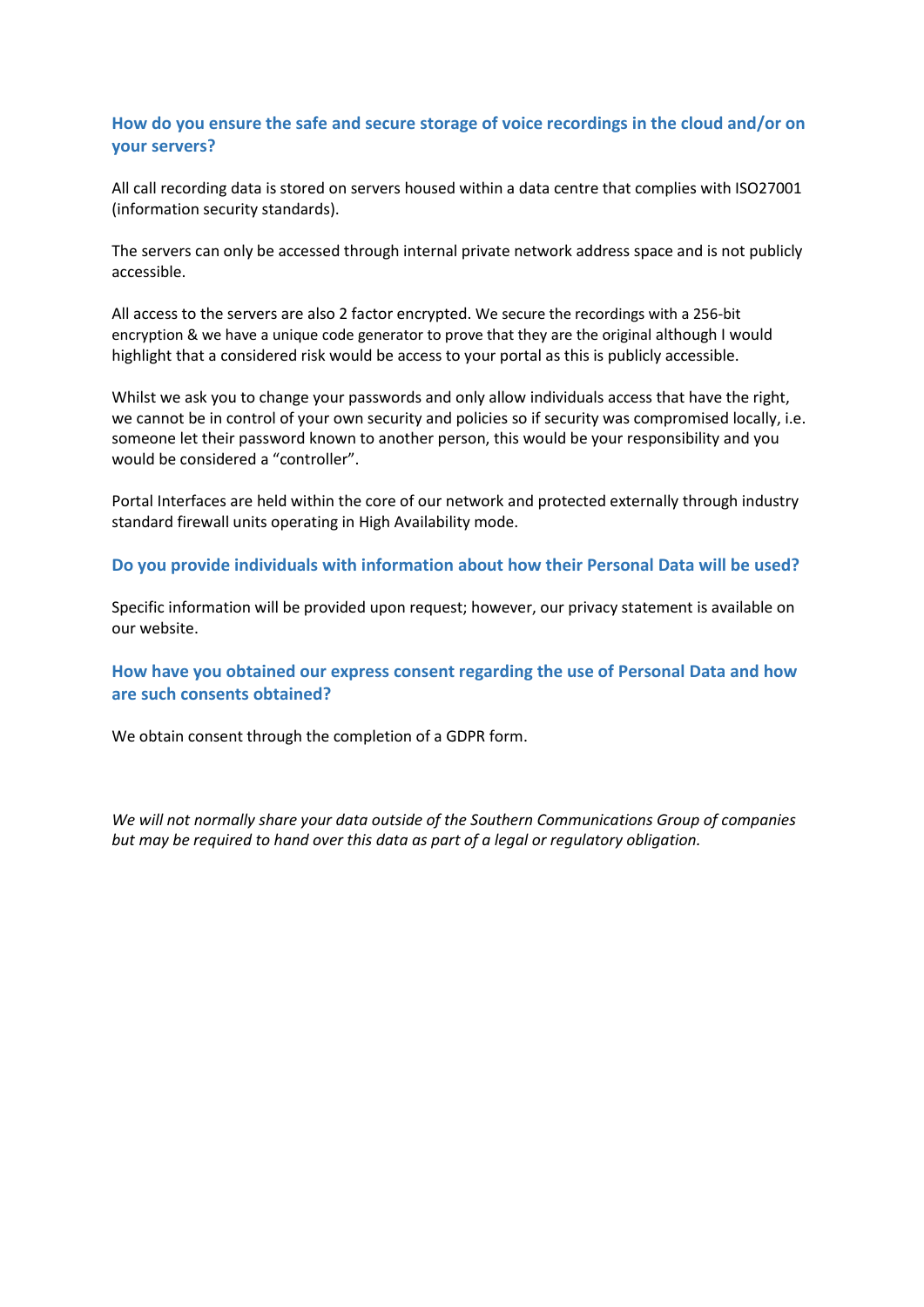### How do you ensure the safe and secure storage of voice recordings in the cloud and/or on your servers?

All call recording data is stored on servers housed within a data centre that complies with ISO27001 (information security standards).

The servers can only be accessed through internal private network address space and is not publicly accessible.

All access to the servers are also 2 factor encrypted. We secure the recordings with a 256-bit encryption & we have a unique code generator to prove that they are the original although I would highlight that a considered risk would be access to your portal as this is publicly accessible.

Whilst we ask you to change your passwords and only allow individuals access that have the right, we cannot be in control of your own security and policies so if security was compromised locally, i.e. someone let their password known to another person, this would be your responsibility and you would be considered a "controller".

Portal Interfaces are held within the core of our network and protected externally through industry standard firewall units operating in High Availability mode.

### Do you provide individuals with information about how their Personal Data will be used?

Specific information will be provided upon request; however, our privacy statement is available on our website.

### How have you obtained our express consent regarding the use of Personal Data and how are such consents obtained?

We obtain consent through the completion of a GDPR form.

*We will not normally share your data outside of the Southern Communications Group of companies but may be required to hand over this data as part of a legal or regulatory obligation.*